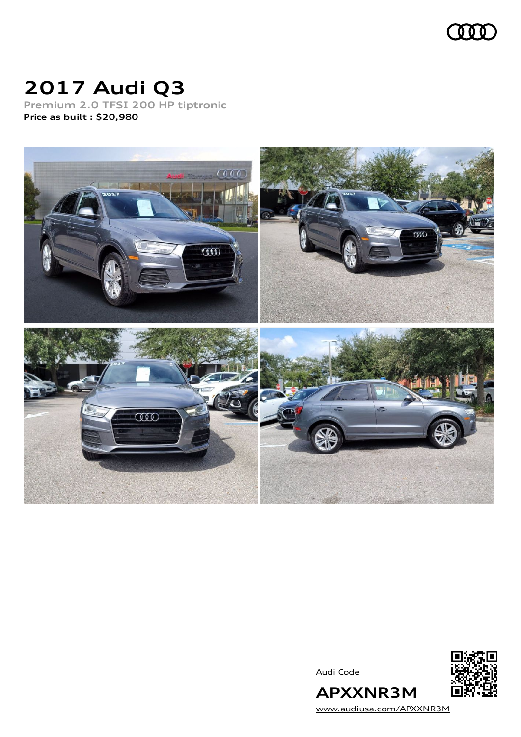# 2017 Audi Q3

Premium 2.0 TFSI 200 HP tiptronic

**Price as built : $20,980**

Audi Code

**APXXNR3M**

www.audiusa.com/APXXNR3M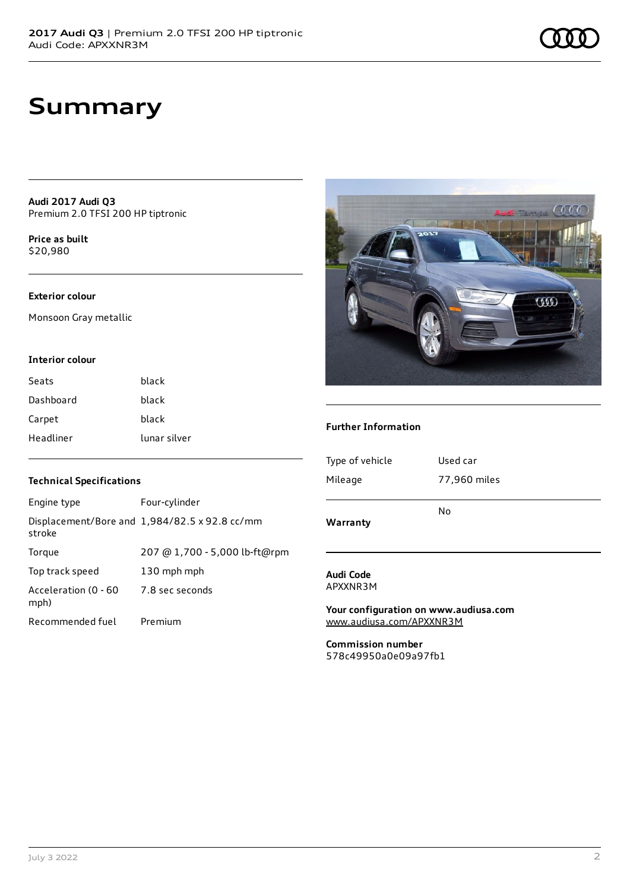# Summary

**Audi 2017 Audi Q3**
Premium 2.0 TFSI 200 HP tiptronic

**Price as built**
$20,980

### Exterior colour

Monsoon Gray metallic

### Interior colour

| | |
|---|---|
| Seats | black |
| Dashboard | black |
| Carpet | black |
| Headliner | lunar silver |

### Technical Specifications

| | |
|---|---|
| Engine type | Four-cylinder |
| Displacement/Bore and stroke | 1,984/82.5 x 92.8 cc/mm |
| Torque | 207 @ 1,700 - 5,000 lb-ft@rpm |
| Top track speed | 130 mph mph |
| Acceleration (0 - 60 mph) | 7.8 sec seconds |
| Recommended fuel | Premium |

### Further Information

| | |
|---|---|
| Type of vehicle | Used car |
| Mileage | 77,960 miles |
| **Warranty** | No |

**Audi Code**
APXXNR3M

**Your configuration on www.audiusa.com**
www.audiusa.com/APXXNR3M

**Commission number**
578c49950a0e09a97fb1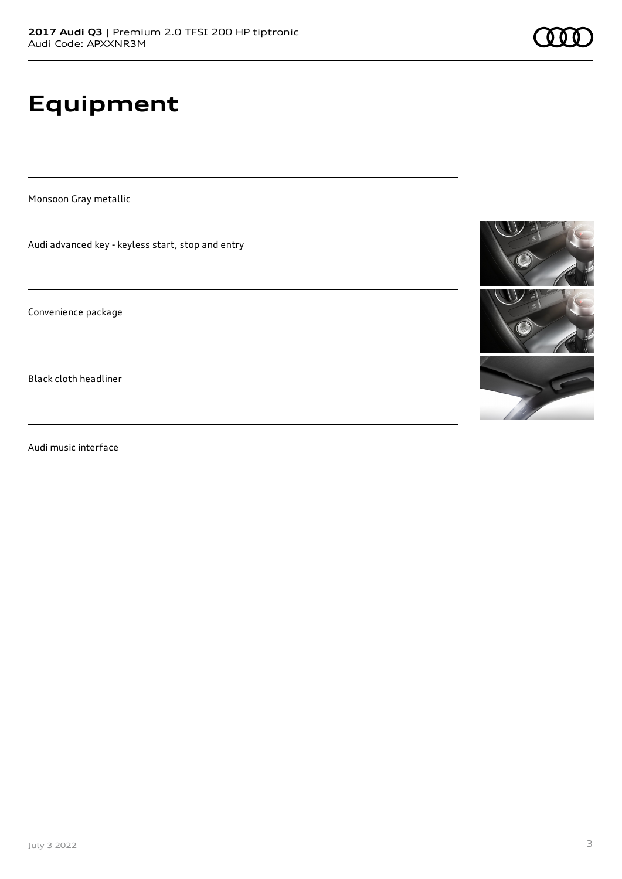# Equipment

Monsoon Gray metallic

Audi advanced key - keyless start, stop and entry

Convenience package

Black cloth headliner

Audi music interface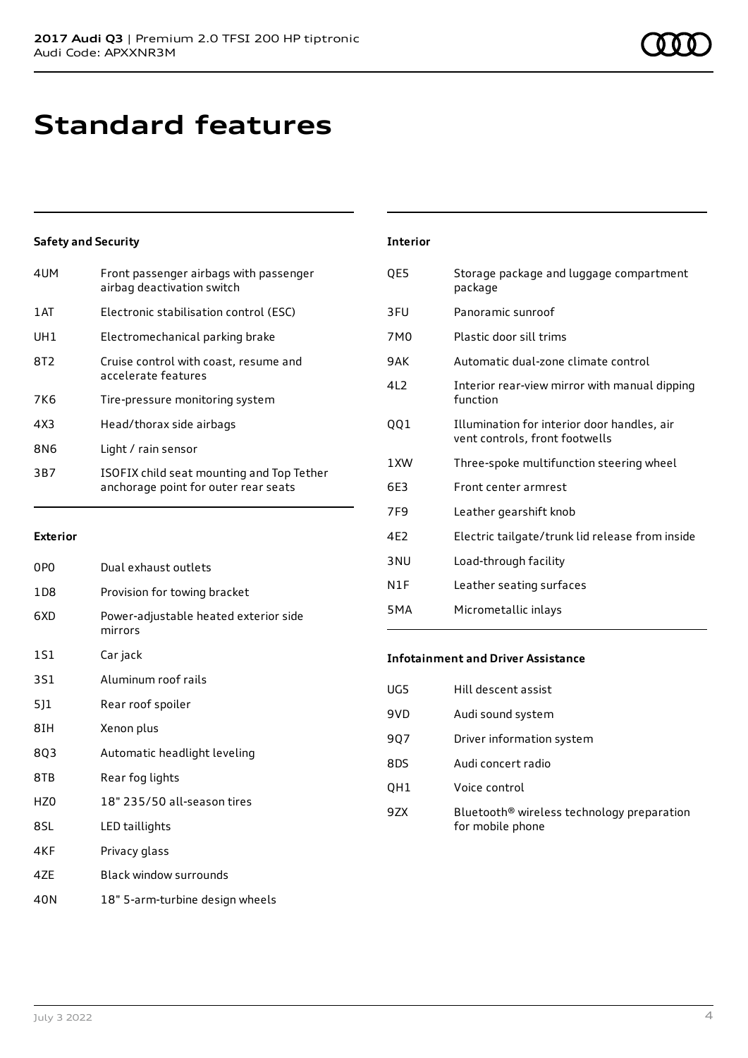# Standard features

### Safety and Security

| | |
|---|---|
| 4UM | Front passenger airbags with passenger airbag deactivation switch |
| 1AT | Electronic stabilisation control (ESC) |
| UH1 | Electromechanical parking brake |
| 8T2 | Cruise control with coast, resume and accelerate features |
| 7K6 | Tire-pressure monitoring system |
| 4X3 | Head/thorax side airbags |
| 8N6 | Light / rain sensor |
| 3B7 | ISOFIX child seat mounting and Top Tether anchorage point for outer rear seats |

### Exterior

| | |
|---|---|
| 0P0 | Dual exhaust outlets |
| 1D8 | Provision for towing bracket |
| 6XD | Power-adjustable heated exterior side mirrors |
| 1S1 | Car jack |
| 3S1 | Aluminum roof rails |
| 5J1 | Rear roof spoiler |
| 8IH | Xenon plus |
| 8Q3 | Automatic headlight leveling |
| 8TB | Rear fog lights |
| HZ0 | 18" 235/50 all-season tires |
| 8SL | LED taillights |
| 4KF | Privacy glass |
| 4ZE | Black window surrounds |
| 40N | 18" 5-arm-turbine design wheels |

### Interior

| | |
|---|---|
| QE5 | Storage package and luggage compartment package |
| 3FU | Panoramic sunroof |
| 7M0 | Plastic door sill trims |
| 9AK | Automatic dual-zone climate control |
| 4L2 | Interior rear-view mirror with manual dipping function |
| QQ1 | Illumination for interior door handles, air vent controls, front footwells |
| 1XW | Three-spoke multifunction steering wheel |
| 6E3 | Front center armrest |
| 7F9 | Leather gearshift knob |
| 4E2 | Electric tailgate/trunk lid release from inside |
| 3NU | Load-through facility |
| N1F | Leather seating surfaces |
| 5MA | Micrometallic inlays |

### Infotainment and Driver Assistance

| | |
|---|---|
| UG5 | Hill descent assist |
| 9VD | Audi sound system |
| 9Q7 | Driver information system |
| 8DS | Audi concert radio |
| QH1 | Voice control |
| 9ZX | Bluetooth® wireless technology preparation for mobile phone |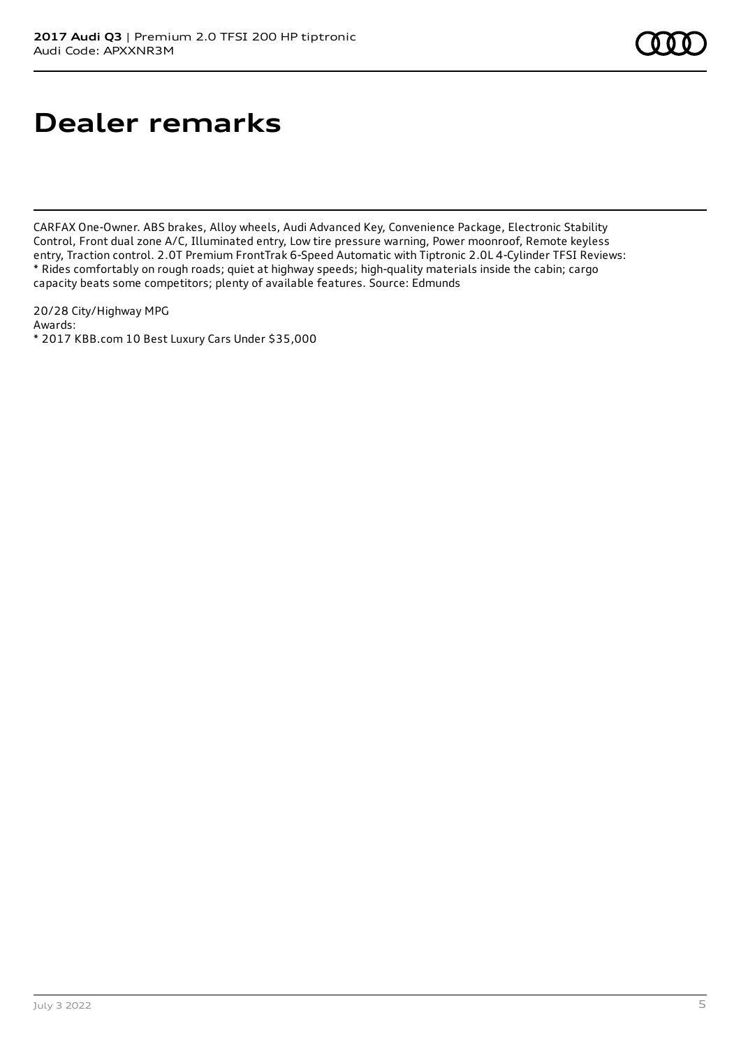# Dealer remarks

CARFAX One-Owner. ABS brakes, Alloy wheels, Audi Advanced Key, Convenience Package, Electronic Stability Control, Front dual zone A/C, Illuminated entry, Low tire pressure warning, Power moonroof, Remote keyless entry, Traction control. 2.0T Premium FrontTrak 6-Speed Automatic with Tiptronic 2.0L 4-Cylinder TFSI Reviews:
* Rides comfortably on rough roads; quiet at highway speeds; high-quality materials inside the cabin; cargo capacity beats some competitors; plenty of available features. Source: Edmunds

20/28 City/Highway MPG
Awards:
* 2017 KBB.com 10 Best Luxury Cars Under $35,000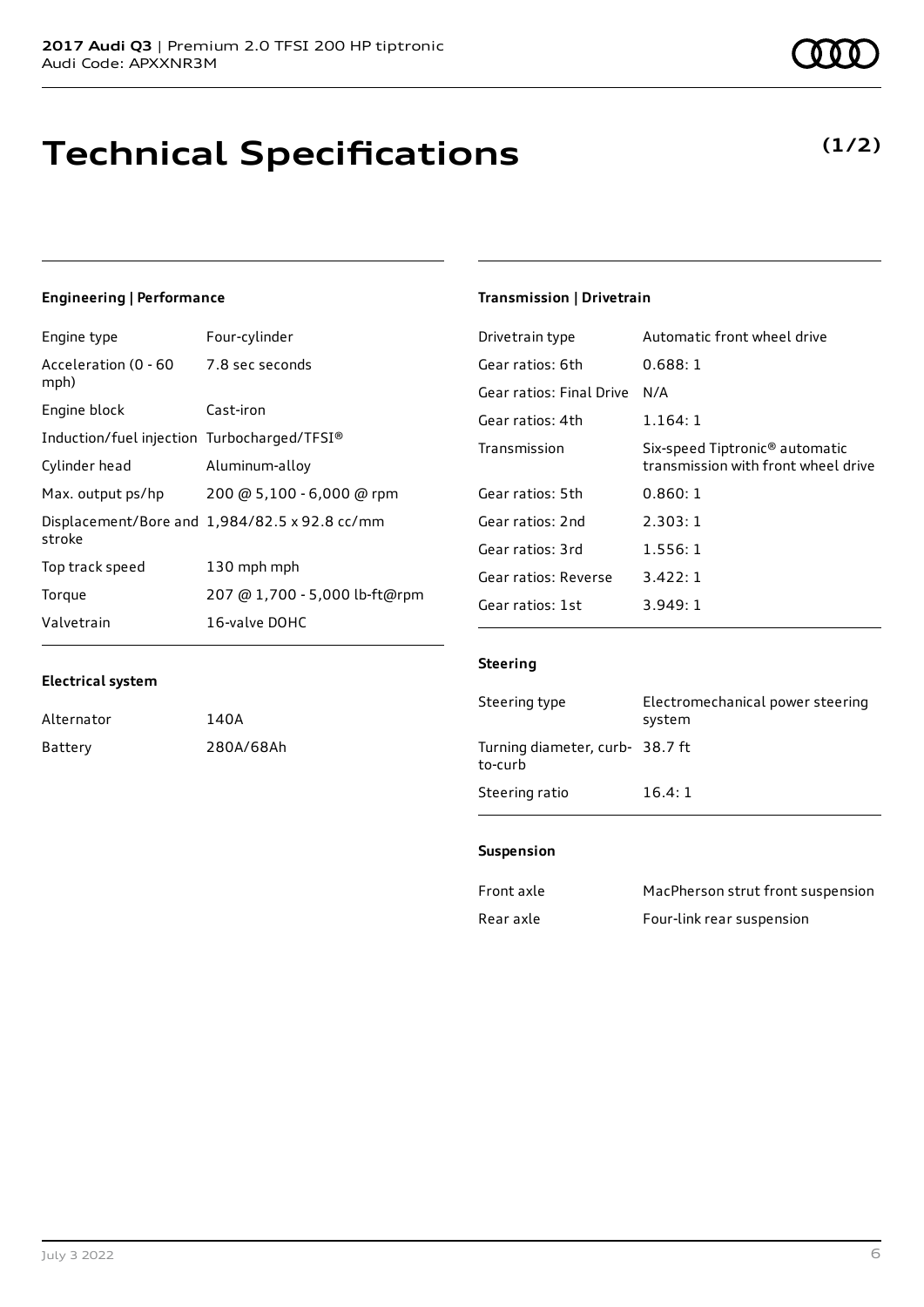# Technical Specifications

**(1/2)**

### Engineering | Performance

| | |
|---|---|
| Engine type | Four-cylinder |
| Acceleration (0 - 60 mph) | 7.8 sec seconds |
| Engine block | Cast-iron |
| Induction/fuel injection | Turbocharged/TFSI® |
| Cylinder head | Aluminum-alloy |
| Max. output ps/hp | 200 @ 5,100 - 6,000 @ rpm |
| Displacement/Bore and stroke | 1,984/82.5 x 92.8 cc/mm |
| Top track speed | 130 mph mph |
| Torque | 207 @ 1,700 - 5,000 lb-ft@rpm |
| Valvetrain | 16-valve DOHC |

### Electrical system

| | |
|---|---|
| Alternator | 140A |
| Battery | 280A/68Ah |

### Transmission | Drivetrain

| | |
|---|---|
| Drivetrain type | Automatic front wheel drive |
| Gear ratios: 6th | 0.688: 1 |
| Gear ratios: Final Drive | N/A |
| Gear ratios: 4th | 1.164: 1 |
| Transmission | Six-speed Tiptronic® automatic transmission with front wheel drive |
| Gear ratios: 5th | 0.860: 1 |
| Gear ratios: 2nd | 2.303: 1 |
| Gear ratios: 3rd | 1.556: 1 |
| Gear ratios: Reverse | 3.422: 1 |
| Gear ratios: 1st | 3.949: 1 |

### Steering

| | |
|---|---|
| Steering type | Electromechanical power steering system |
| Turning diameter, curb-to-curb | 38.7 ft |
| Steering ratio | 16.4: 1 |

### Suspension

| | |
|---|---|
| Front axle | MacPherson strut front suspension |
| Rear axle | Four-link rear suspension |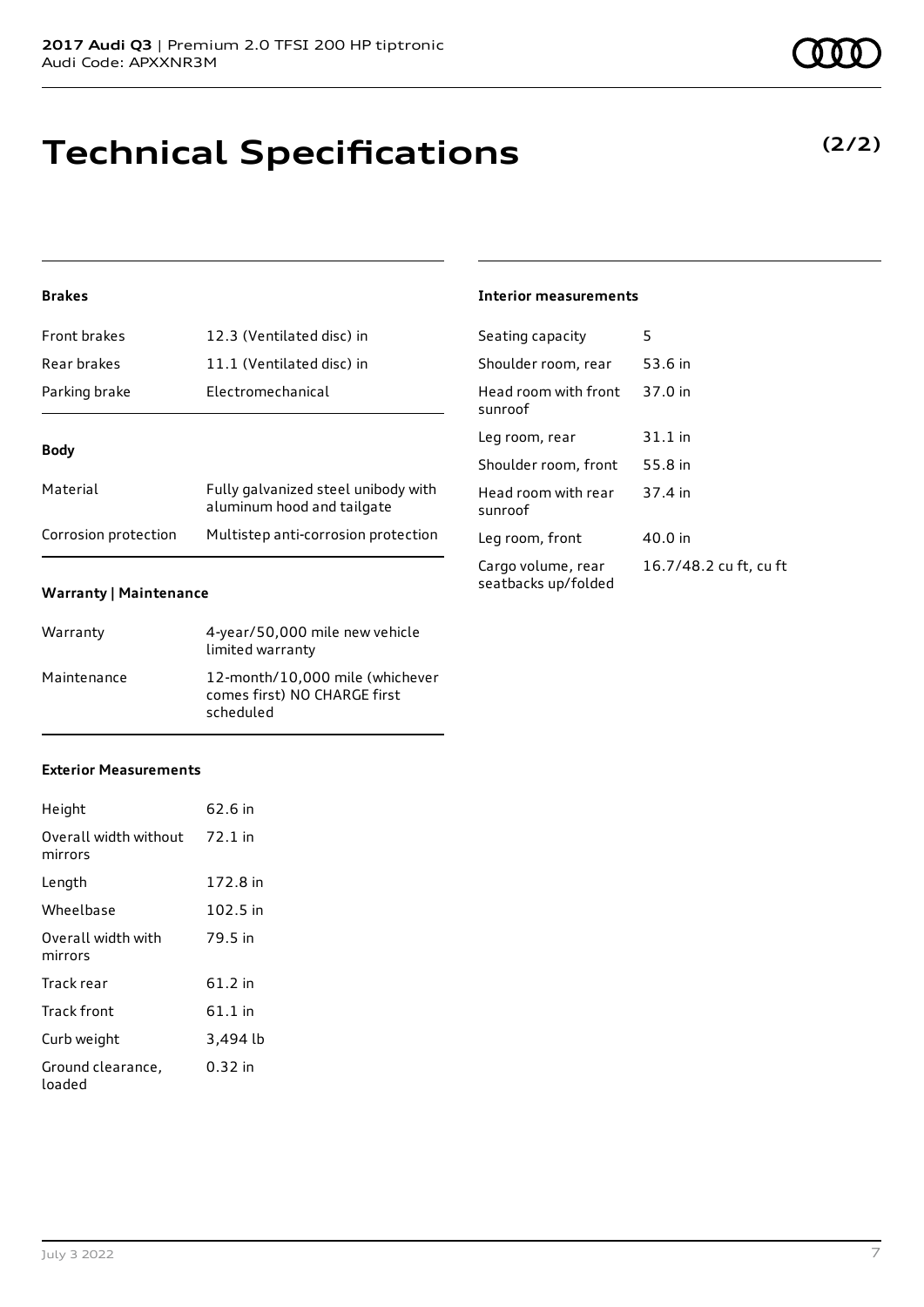# Technical Specifications

**(2/2)**

### Brakes

| | |
|---|---|
| Front brakes | 12.3 (Ventilated disc) in |
| Rear brakes | 11.1 (Ventilated disc) in |
| Parking brake | Electromechanical |

### Body

| | |
|---|---|
| Material | Fully galvanized steel unibody with aluminum hood and tailgate |
| Corrosion protection | Multistep anti-corrosion protection |

### Warranty | Maintenance

| | |
|---|---|
| Warranty | 4-year/50,000 mile new vehicle limited warranty |
| Maintenance | 12-month/10,000 mile (whichever comes first) NO CHARGE first scheduled |

### Exterior Measurements

| | |
|---|---|
| Height | 62.6 in |
| Overall width without mirrors | 72.1 in |
| Length | 172.8 in |
| Wheelbase | 102.5 in |
| Overall width with mirrors | 79.5 in |
| Track rear | 61.2 in |
| Track front | 61.1 in |
| Curb weight | 3,494 lb |
| Ground clearance, loaded | 0.32 in |

### Interior measurements

| | |
|---|---|
| Seating capacity | 5 |
| Shoulder room, rear | 53.6 in |
| Head room with front sunroof | 37.0 in |
| Leg room, rear | 31.1 in |
| Shoulder room, front | 55.8 in |
| Head room with rear sunroof | 37.4 in |
| Leg room, front | 40.0 in |
| Cargo volume, rear seatbacks up/folded | 16.7/48.2 cu ft, cu ft |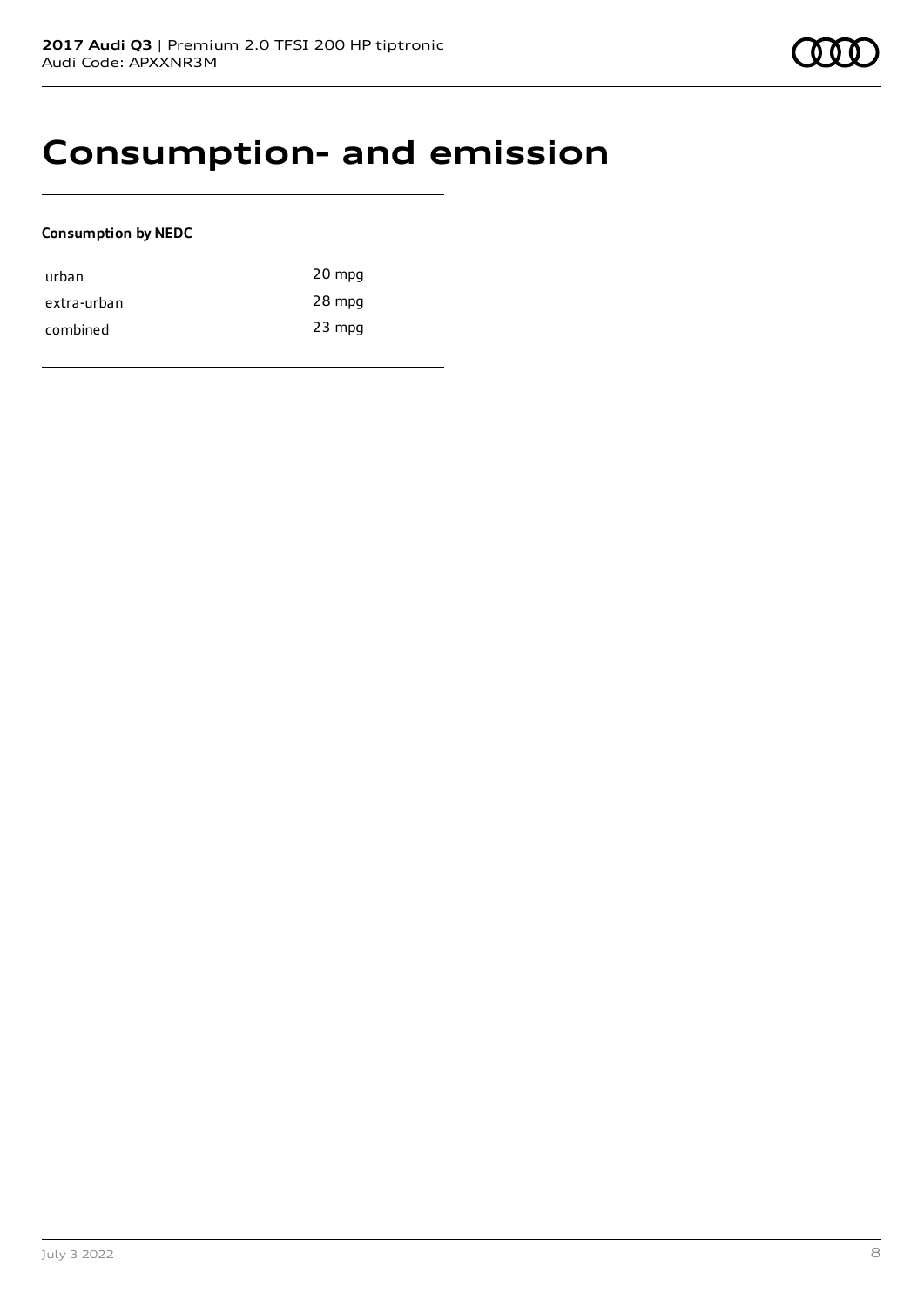# Consumption- and emission

**Consumption by NEDC**

| | |
|---|---|
| urban | 20 mpg |
| extra-urban | 28 mpg |
| combined | 23 mpg |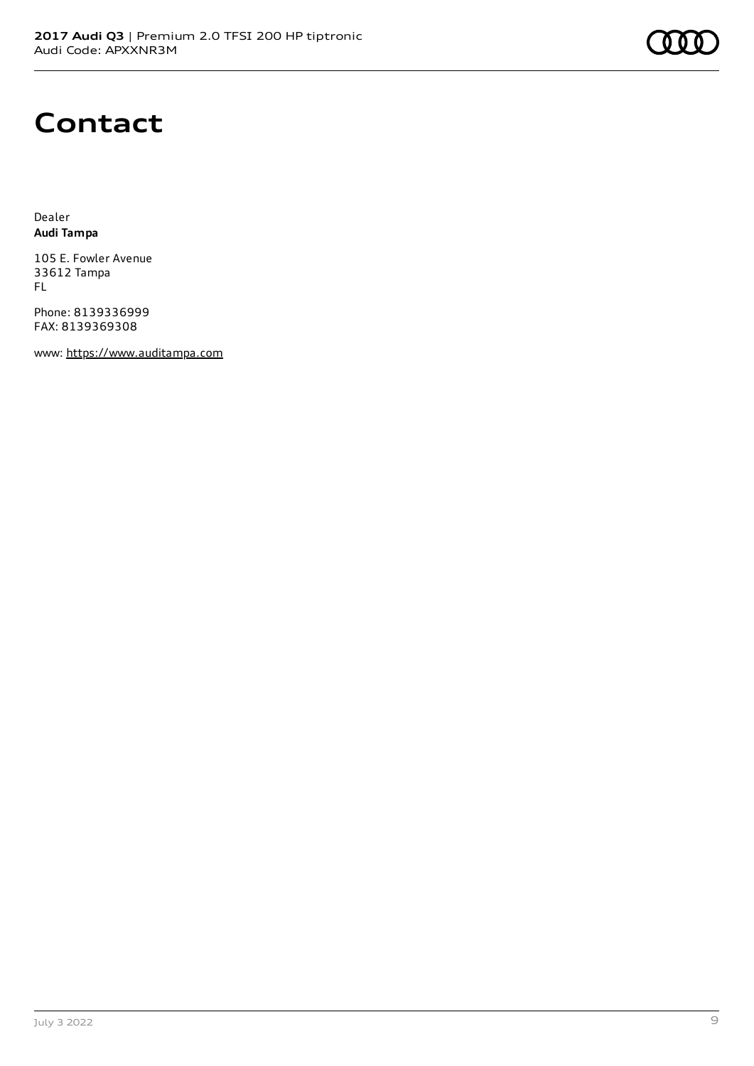# Contact

Dealer
**Audi Tampa**

105 E. Fowler Avenue
33612 Tampa
FL

Phone: 8139336999
FAX: 8139369308

www: https://www.auditampa.com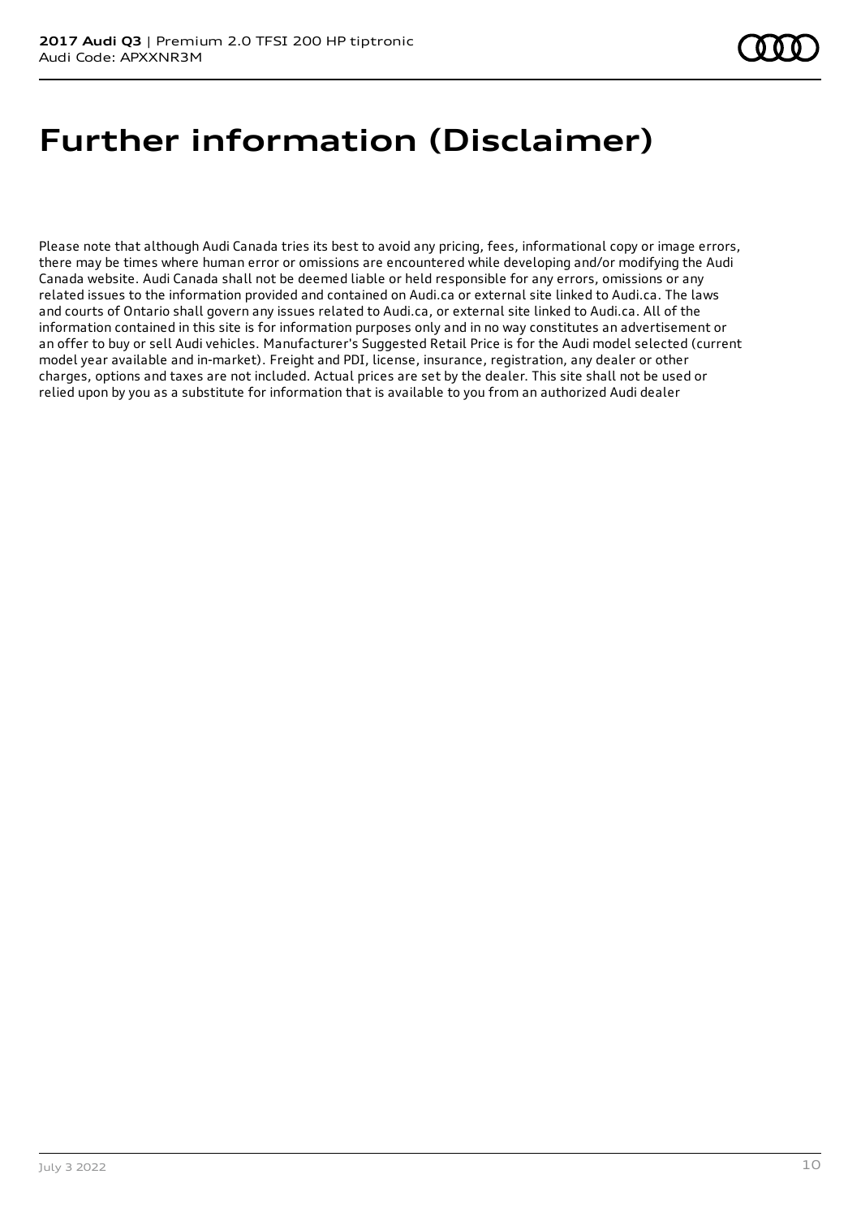# Further information (Disclaimer)

Please note that although Audi Canada tries its best to avoid any pricing, fees, informational copy or image errors, there may be times where human error or omissions are encountered while developing and/or modifying the Audi Canada website. Audi Canada shall not be deemed liable or held responsible for any errors, omissions or any related issues to the information provided and contained on Audi.ca or external site linked to Audi.ca. The laws and courts of Ontario shall govern any issues related to Audi.ca, or external site linked to Audi.ca. All of the information contained in this site is for information purposes only and in no way constitutes an advertisement or an offer to buy or sell Audi vehicles. Manufacturer's Suggested Retail Price is for the Audi model selected (current model year available and in-market). Freight and PDI, license, insurance, registration, any dealer or other charges, options and taxes are not included. Actual prices are set by the dealer. This site shall not be used or relied upon by you as a substitute for information that is available to you from an authorized Audi dealer